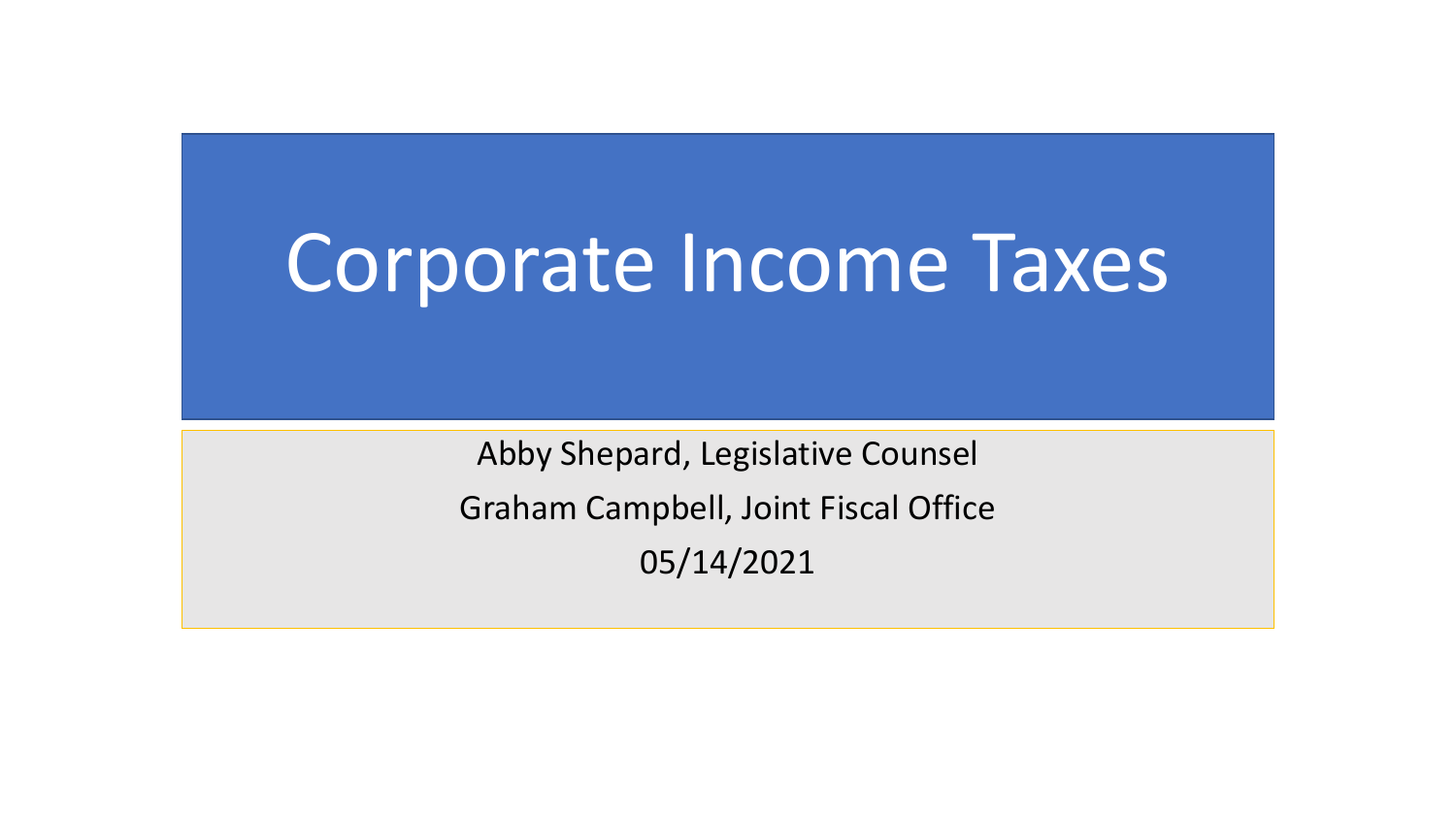# Corporate Income Taxes

Abby Shepard, Legislative Counsel

Graham Campbell, Joint Fiscal Office

05/14/2021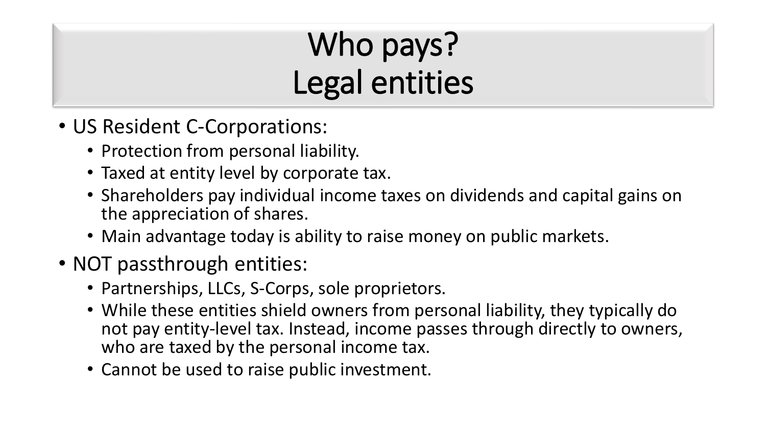# Who pays?
# Legal entities

- US Resident C-Corporations:
  - Protection from personal liability.
  - Taxed at entity level by corporate tax.
  - Shareholders pay individual income taxes on dividends and capital gains on the appreciation of shares.
  - Main advantage today is ability to raise money on public markets.
- NOT passthrough entities:
  - Partnerships, LLCs, S-Corps, sole proprietors.
  - While these entities shield owners from personal liability, they typically do not pay entity-level tax. Instead, income passes through directly to owners, who are taxed by the personal income tax.
  - Cannot be used to raise public investment.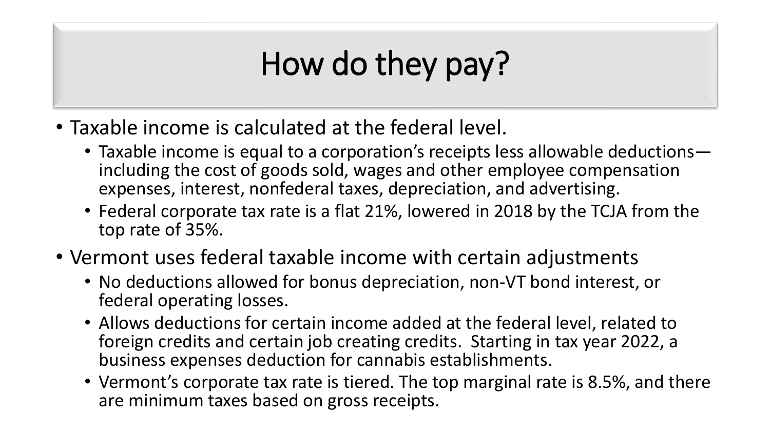# How do they pay?

- Taxable income is calculated at the federal level.
  - Taxable income is equal to a corporation's receipts less allowable deductions—including the cost of goods sold, wages and other employee compensation expenses, interest, nonfederal taxes, depreciation, and advertising.
  - Federal corporate tax rate is a flat 21%, lowered in 2018 by the TCJA from the top rate of 35%.
- Vermont uses federal taxable income with certain adjustments
  - No deductions allowed for bonus depreciation, non-VT bond interest, or federal operating losses.
  - Allows deductions for certain income added at the federal level, related to foreign credits and certain job creating credits. Starting in tax year 2022, a business expenses deduction for cannabis establishments.
  - Vermont's corporate tax rate is tiered. The top marginal rate is 8.5%, and there are minimum taxes based on gross receipts.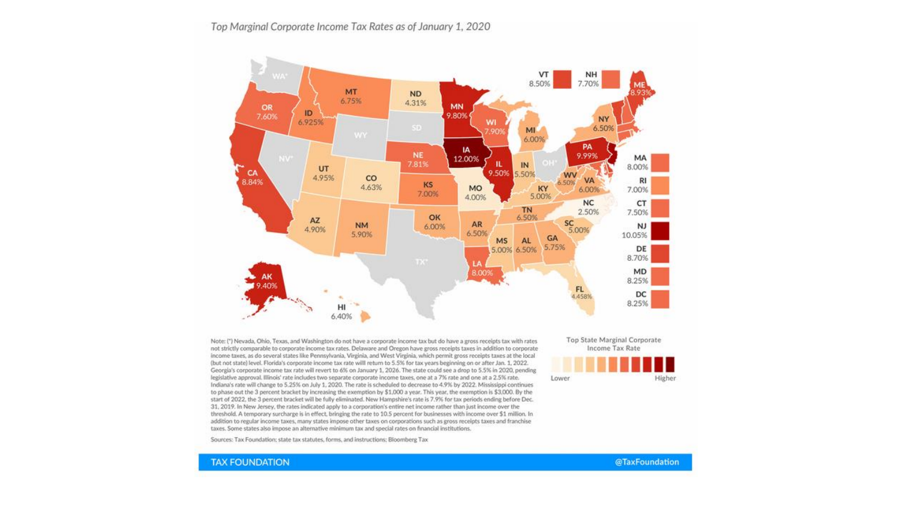*Top Marginal Corporate Income Tax Rates as of January 1, 2020*

| State | Rate |
| --- | --- |
| WA* | |
| OR | 7.60% |
| CA | 8.84% |
| ID | 6.925% |
| NV* | |
| MT | 6.75% |
| WY | |
| UT | 4.95% |
| AZ | 4.90% |
| CO | 4.63% |
| NM | 5.90% |
| ND | 4.31% |
| SD | |
| NE | 7.81% |
| KS | 7.00% |
| OK | 6.00% |
| TX* | |
| MN | 9.80% |
| IA | 12.00% |
| MO | 4.00% |
| AR | 6.50% |
| LA | 8.00% |
| WI | 7.90% |
| IL | 9.50% |
| MI | 6.00% |
| IN | 5.50% |
| OH* | |
| KY | 5.00% |
| TN | 6.50% |
| MS | 5.00% |
| AL | 6.50% |
| GA | 5.75% |
| FL | 4.458% |
| SC | 5.00% |
| NC | 2.50% |
| VA | 6.00% |
| WV | 6.50% |
| PA | 9.99% |
| NY | 6.50% |
| VT | 8.50% |
| NH | 7.70% |
| ME | 8.93% |
| MA | 8.00% |
| RI | 7.00% |
| CT | 7.50% |
| NJ | 10.05% |
| DE | 8.70% |
| MD | 8.25% |
| DC | 8.25% |
| AK | 9.40% |
| HI | 6.40% |

Top State Marginal Corporate Income Tax Rate: Lower — Higher

Note: (*) Nevada, Ohio, Texas, and Washington do not have a corporate income tax but do have a gross receipts tax with rates not strictly comparable to corporate income tax rates. Delaware and Oregon have gross receipts taxes in addition to corporate income taxes, as do several states like Pennsylvania, Virginia, and West Virginia, which permit gross receipts taxes at the local (but not state) level. Florida's corporate income tax rate willl return to 5.5% for tax years beginning on or after Jan. 1, 2022. Georgia's corporate income tax rate will revert to 6% on January 1, 2026. The state could see a drop to 5.5% in 2020, pending legislative approval. Illinois' rate includes two separate corporate income taxes, one at a 7% rate and one at a 2.5% rate. Indiana's rate will change to 5.25% on July 1, 2020. The rate is scheduled to decrease to 4.9% by 2022. Mississippi continues to phase out the 3 percent bracket by increasing the exemption by \$1,000 a year. This year, the exemption is \$3,000. By the start of 2022, the 3 percent bracket will be fully eliminated. New Hampshire's rate is 7.9% for tax periods ending before Dec. 31, 2019. In New Jersey, the rates indicated apply to a corporation's entire net income rather than just income over the threshold. A temporary surcharge is in effect, bringing the rate to 10.5 percent for businesses with income over \$1 million. In addition to regular income taxes, many states impose other taxes on corporations such as gross receipts taxes and franchise taxes. Some states also impose an alternative minimum tax and special rates on financial institutions.

Sources: Tax Foundation; state tax statutes, forms, and instructions; Bloomberg Tax

TAX FOUNDATION @TaxFoundation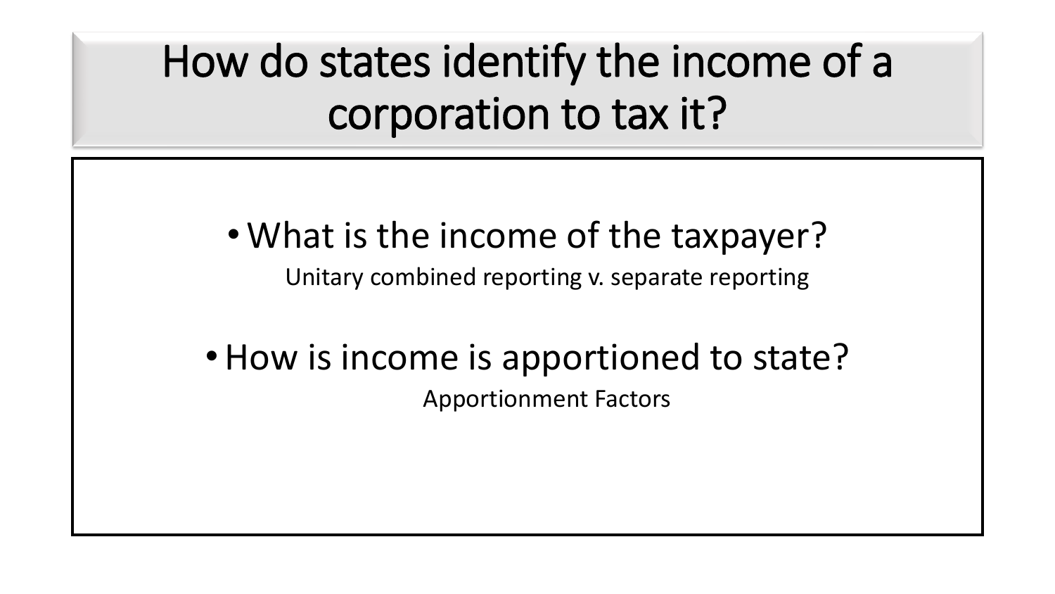# How do states identify the income of a corporation to tax it?

- What is the income of the taxpayer?

  Unitary combined reporting v. separate reporting

- How is income is apportioned to state?

  Apportionment Factors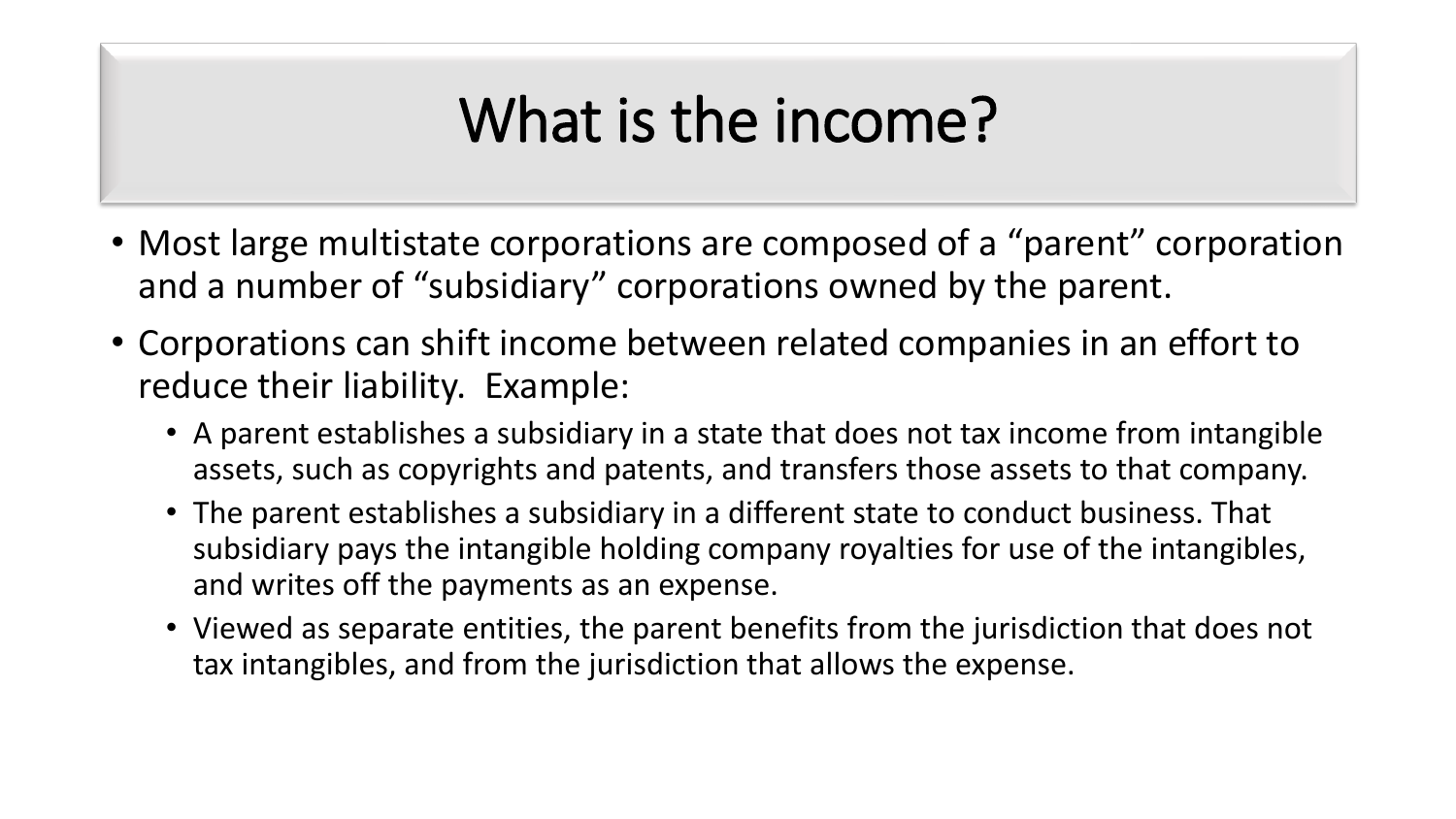# What is the income?

- Most large multistate corporations are composed of a “parent” corporation and a number of “subsidiary” corporations owned by the parent.
- Corporations can shift income between related companies in an effort to reduce their liability. Example:
  - A parent establishes a subsidiary in a state that does not tax income from intangible assets, such as copyrights and patents, and transfers those assets to that company.
  - The parent establishes a subsidiary in a different state to conduct business. That subsidiary pays the intangible holding company royalties for use of the intangibles, and writes off the payments as an expense.
  - Viewed as separate entities, the parent benefits from the jurisdiction that does not tax intangibles, and from the jurisdiction that allows the expense.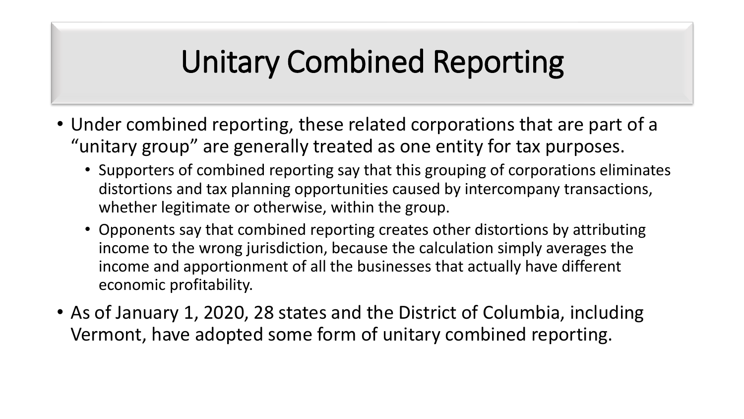# Unitary Combined Reporting

- Under combined reporting, these related corporations that are part of a "unitary group" are generally treated as one entity for tax purposes.
  - Supporters of combined reporting say that this grouping of corporations eliminates distortions and tax planning opportunities caused by intercompany transactions, whether legitimate or otherwise, within the group.
  - Opponents say that combined reporting creates other distortions by attributing income to the wrong jurisdiction, because the calculation simply averages the income and apportionment of all the businesses that actually have different economic profitability.
- As of January 1, 2020, 28 states and the District of Columbia, including Vermont, have adopted some form of unitary combined reporting.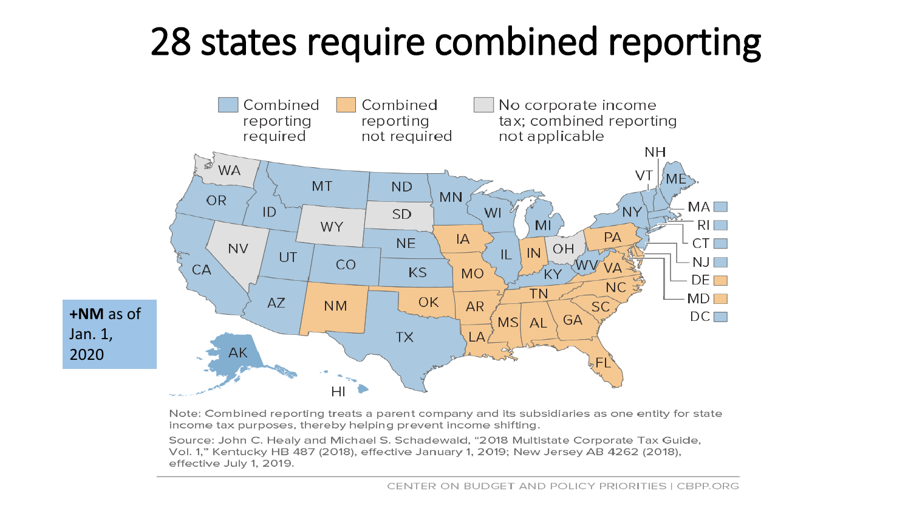# 28 states require combined reporting

Combined reporting required | Combined reporting not required | No corporate income tax; combined reporting not applicable

**+NM** as of Jan. 1, 2020

Note: Combined reporting treats a parent company and its subsidiaries as one entity for state income tax purposes, thereby helping prevent income shifting.

Source: John C. Healy and Michael S. Schadewald, "2018 Multistate Corporate Tax Guide, Vol. 1," Kentucky HB 487 (2018), effective January 1, 2019; New Jersey AB 4262 (2018), effective July 1, 2019.

CENTER ON BUDGET AND POLICY PRIORITIES | CBPP.ORG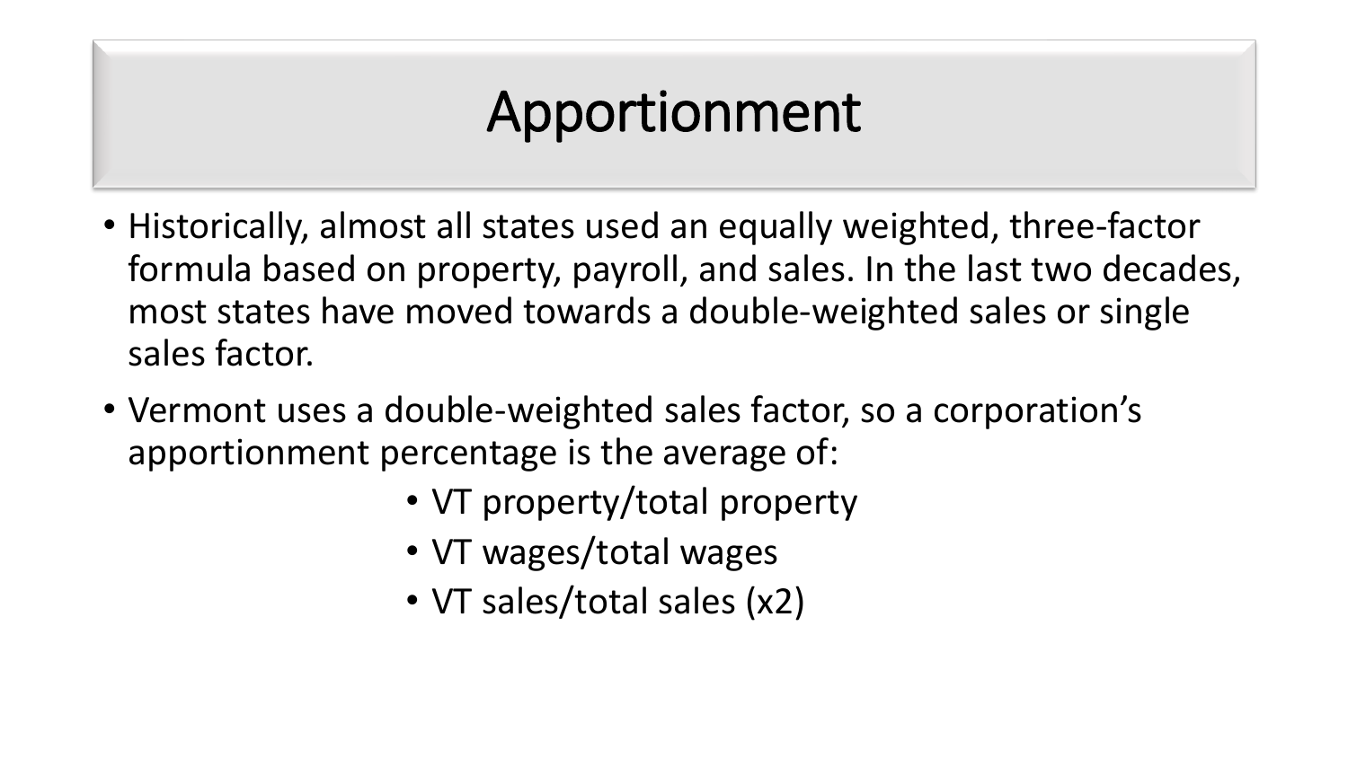# Apportionment

- Historically, almost all states used an equally weighted, three-factor formula based on property, payroll, and sales. In the last two decades, most states have moved towards a double-weighted sales or single sales factor.
- Vermont uses a double-weighted sales factor, so a corporation's apportionment percentage is the average of:
  - VT property/total property
  - VT wages/total wages
  - VT sales/total sales (x2)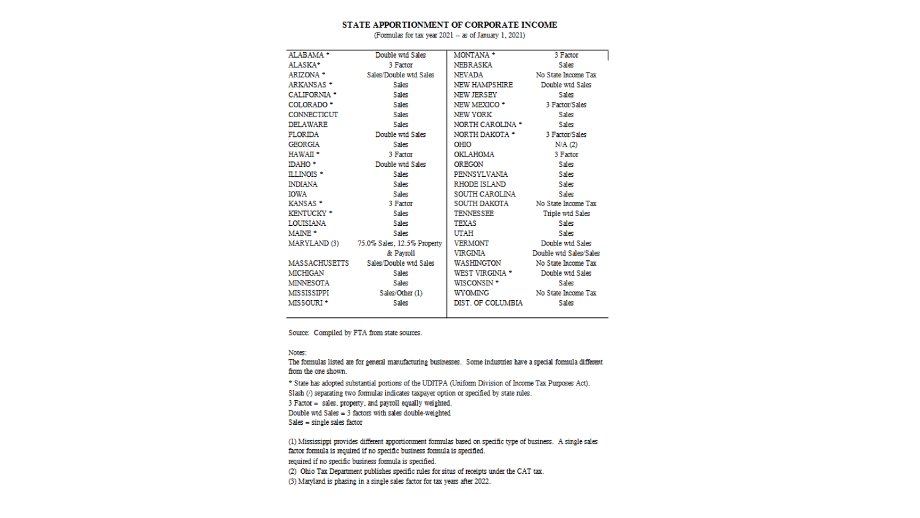## STATE APPORTIONMENT OF CORPORATE INCOME

(Formulas for tax year 2021 -- as of January 1, 2021)

| State | Formula | State | Formula |
|---|---|---|---|
| ALABAMA * | Double wtd Sales | MONTANA * | 3 Factor |
| ALASKA* | 3 Factor | NEBRASKA | Sales |
| ARIZONA * | Sales/Double wtd Sales | NEVADA | No State Income Tax |
| ARKANSAS * | Sales | NEW HAMPSHIRE | Double wtd Sales |
| CALIFORNIA * | Sales | NEW JERSEY | Sales |
| COLORADO * | Sales | NEW MEXICO * | 3 Factor/Sales |
| CONNECTICUT | Sales | NEW YORK | Sales |
| DELAWARE | Sales | NORTH CAROLINA * | Sales |
| FLORIDA | Double wtd Sales | NORTH DAKOTA * | 3 Factor/Sales |
| GEORGIA | Sales | OHIO | N/A (2) |
| HAWAII * | 3 Factor | OKLAHOMA | 3 Factor |
| IDAHO * | Double wtd Sales | OREGON | Sales |
| ILLINOIS * | Sales | PENNSYLVANIA | Sales |
| INDIANA | Sales | RHODE ISLAND | Sales |
| IOWA | Sales | SOUTH CAROLINA | Sales |
| KANSAS * | 3 Factor | SOUTH DAKOTA | No State Income Tax |
| KENTUCKY * | Sales | TENNESSEE | Triple wtd Sales |
| LOUISIANA | Sales | TEXAS | Sales |
| MAINE * | Sales | UTAH | Sales |
| MARYLAND (3) | 75.0% Sales, 12.5% Property & Payroll | VERMONT | Double wtd Sales |
| | | VIRGINIA | Double wtd Sales/Sales |
| MASSACHUSETTS | Sales/Double wtd Sales | WASHINGTON | No State Income Tax |
| MICHIGAN | Sales | WEST VIRGINIA * | Double wtd Sales |
| MINNESOTA | Sales | WISCONSIN * | Sales |
| MISSISSIPPI | Sales/Other (1) | WYOMING | No State Income Tax |
| MISSOURI * | Sales | DIST. OF COLUMBIA | Sales |

Source: Compiled by FTA from state sources.

Notes:

The formulas listed are for general manufacturing businesses. Some industries have a special formula different from the one shown.

* State has adopted substantial portions of the UDITPA (Uniform Division of Income Tax Purposes Act).

Slash (/) separating two formulas indicates taxpayer option or specified by state rules.

3 Factor = sales, property, and payroll equally weighted.

Double wtd Sales = 3 factors with sales double-weighted

Sales = single sales factor

(1) Mississippi provides different apportionment formulas based on specific type of business. A single sales factor formula is required if no specific business formula is specified.

required if no specific business formula is specified.

(2) Ohio Tax Department publishes specific rules for situs of receipts under the CAT tax.

(3) Maryland is phasing in a single sales factor for tax years after 2022.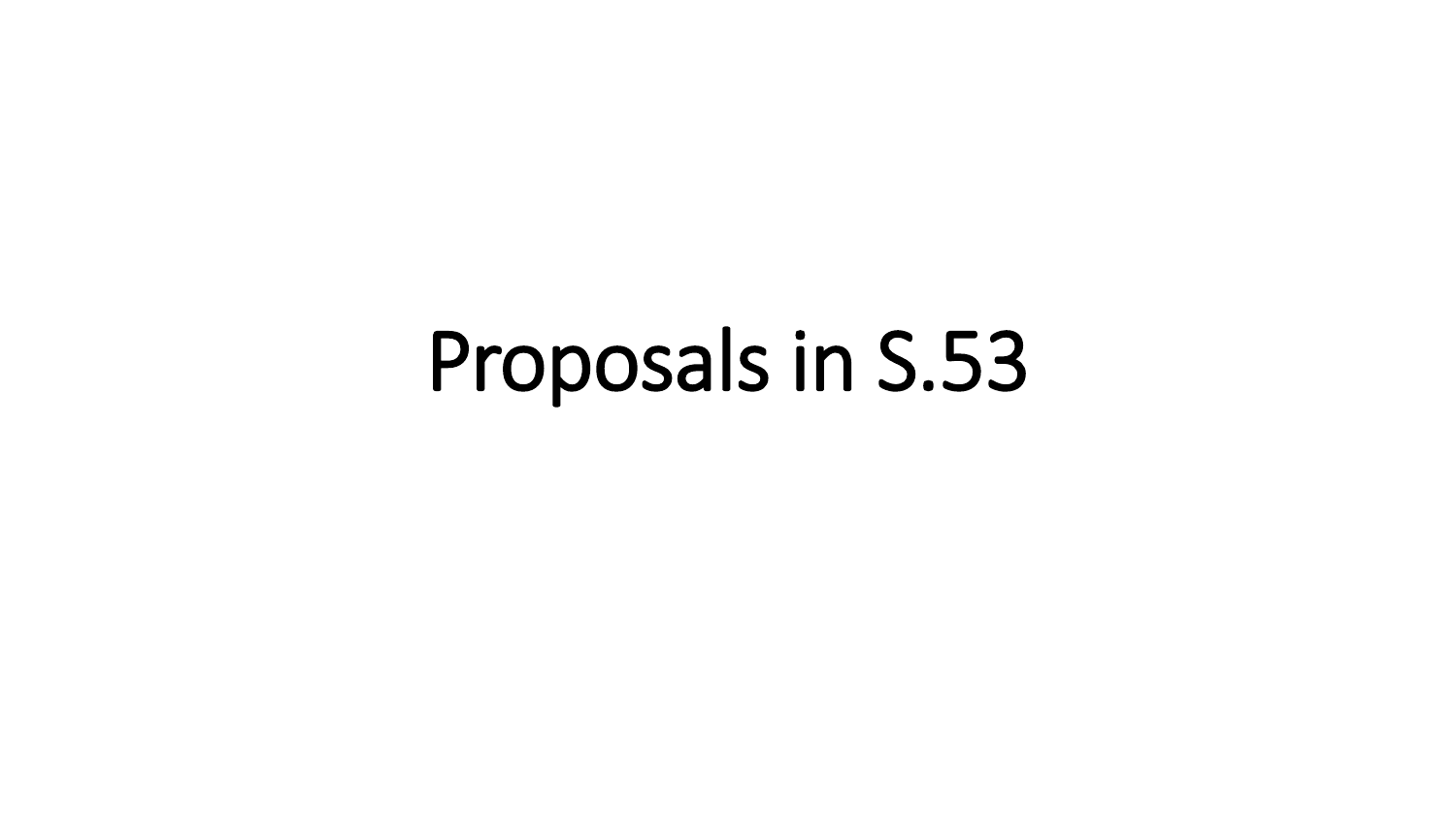# Proposals in S.53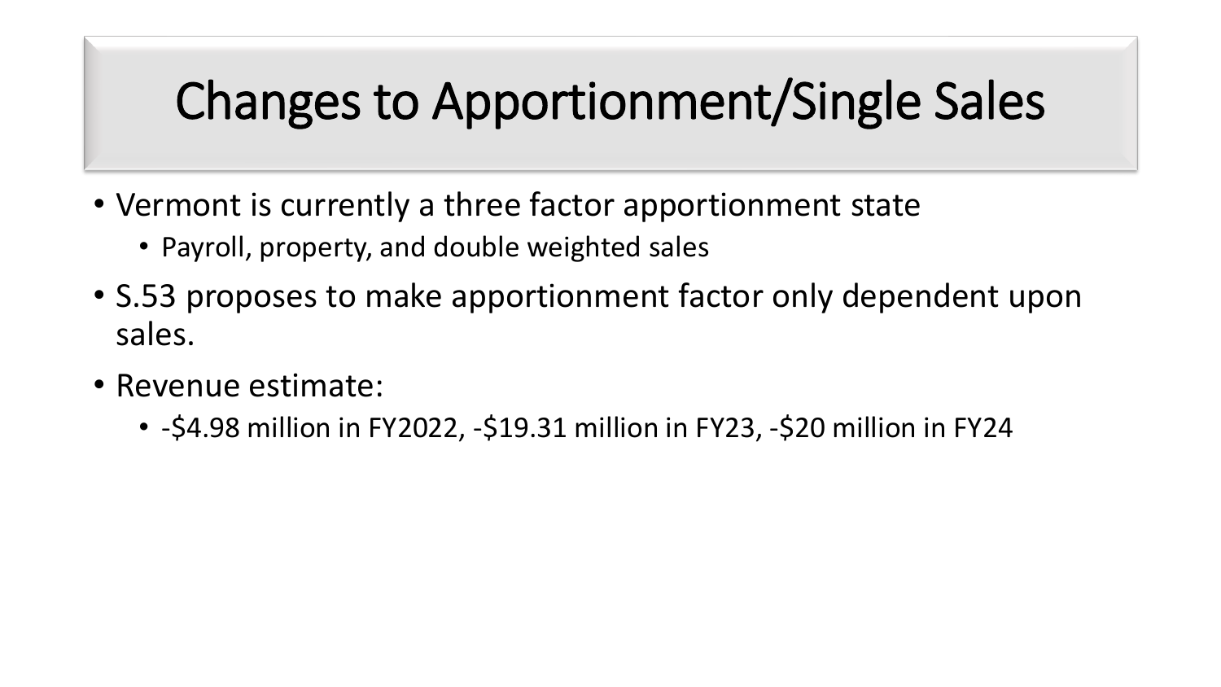# Changes to Apportionment/Single Sales

- Vermont is currently a three factor apportionment state
  - Payroll, property, and double weighted sales
- S.53 proposes to make apportionment factor only dependent upon sales.
- Revenue estimate:
  - -$4.98 million in FY2022, -$19.31 million in FY23, -$20 million in FY24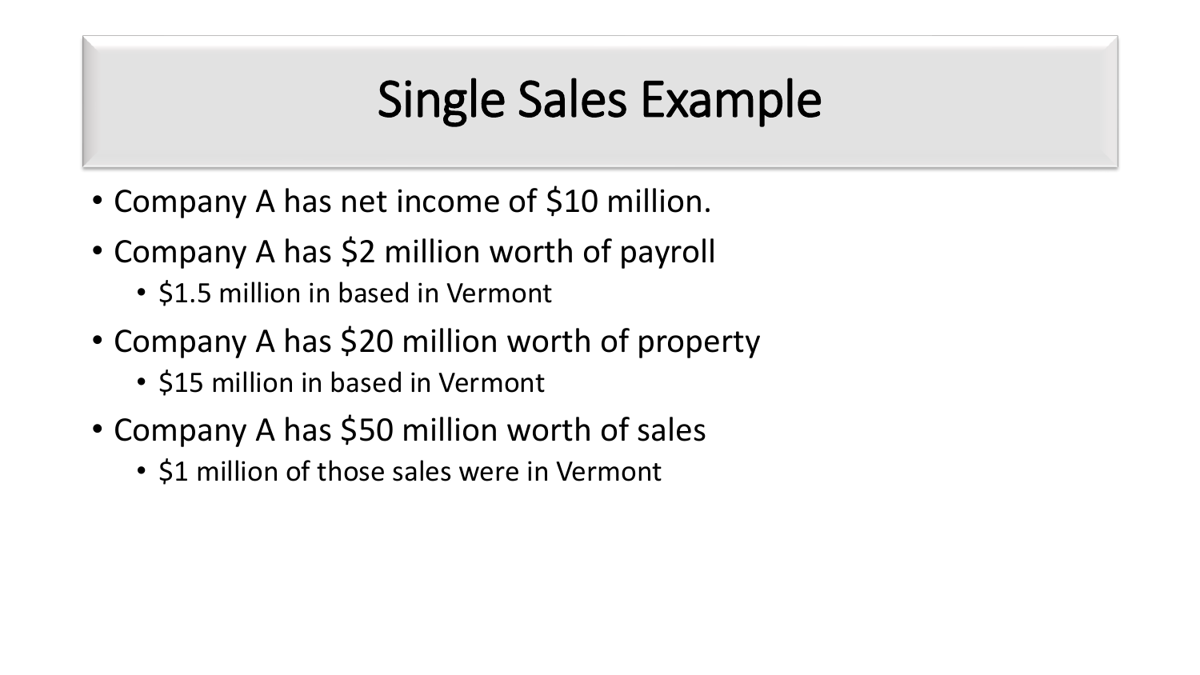# Single Sales Example

- Company A has net income of $10 million.
- Company A has $2 million worth of payroll
  - $1.5 million in based in Vermont
- Company A has $20 million worth of property
  - $15 million in based in Vermont
- Company A has $50 million worth of sales
  - $1 million of those sales were in Vermont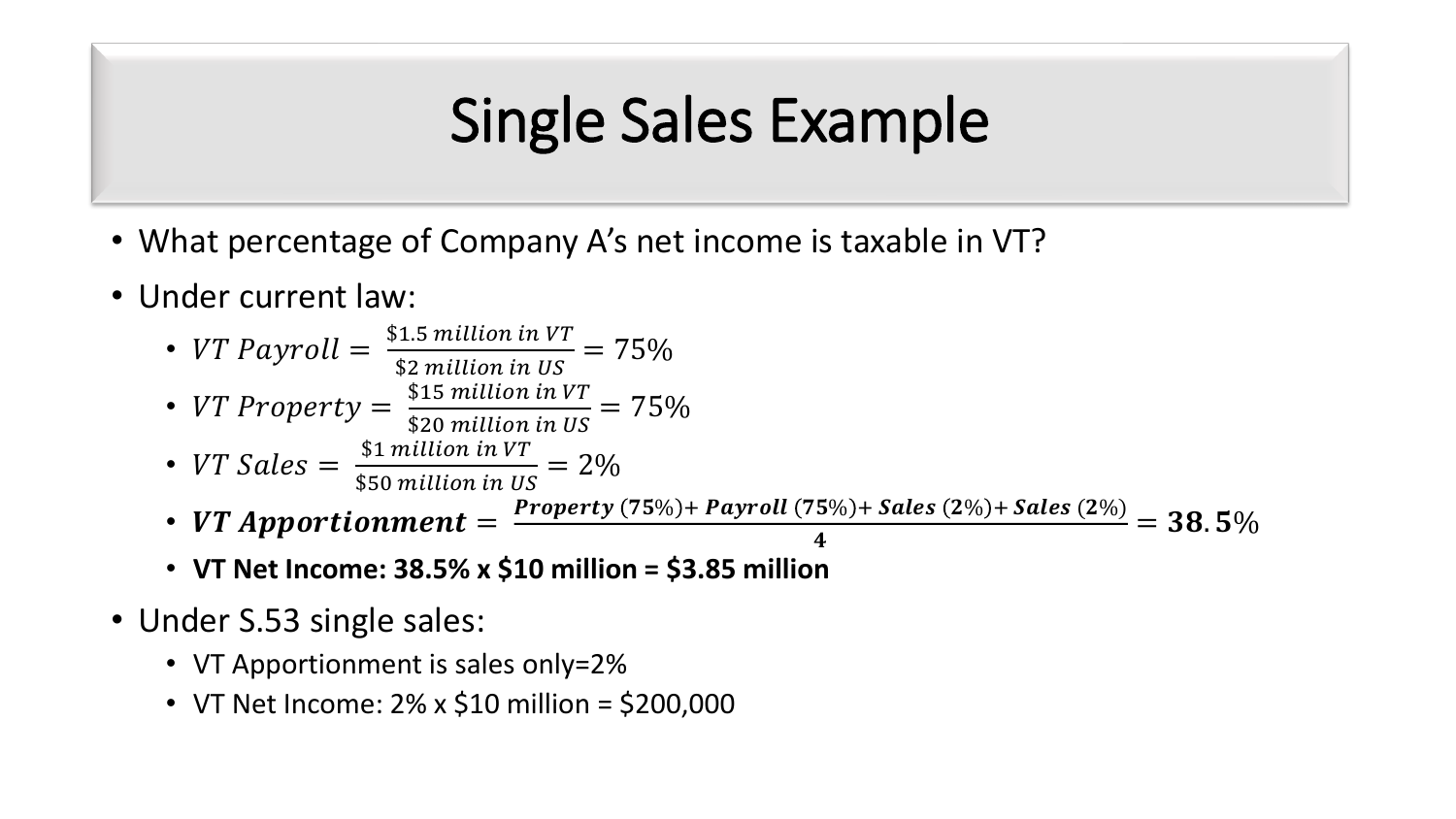# Single Sales Example

- What percentage of Company A's net income is taxable in VT?
- Under current law:
  - $VT\ Payroll = \frac{\$1.5\ million\ in\ VT}{\$2\ million\ in\ US} = 75\%$
  - $VT\ Property = \frac{\$15\ million\ in\ VT}{\$20\ million\ in\ US} = 75\%$
  - $VT\ Sales = \frac{\$1\ million\ in\ VT}{\$50\ million\ in\ US} = 2\%$
  - $\boldsymbol{VT\ Apportionment} = \frac{\boldsymbol{Property}\ (\mathbf{75\%}) + \boldsymbol{Payroll}\ (\mathbf{75\%}) + \boldsymbol{Sales}\ (\mathbf{2\%}) + \boldsymbol{Sales}\ (\mathbf{2\%})}{\mathbf{4}} = \mathbf{38.5\%}$
  - **VT Net Income: 38.5% x $10 million = $3.85 million**
- Under S.53 single sales:
  - VT Apportionment is sales only=2%
  - VT Net Income: 2% x $10 million = $200,000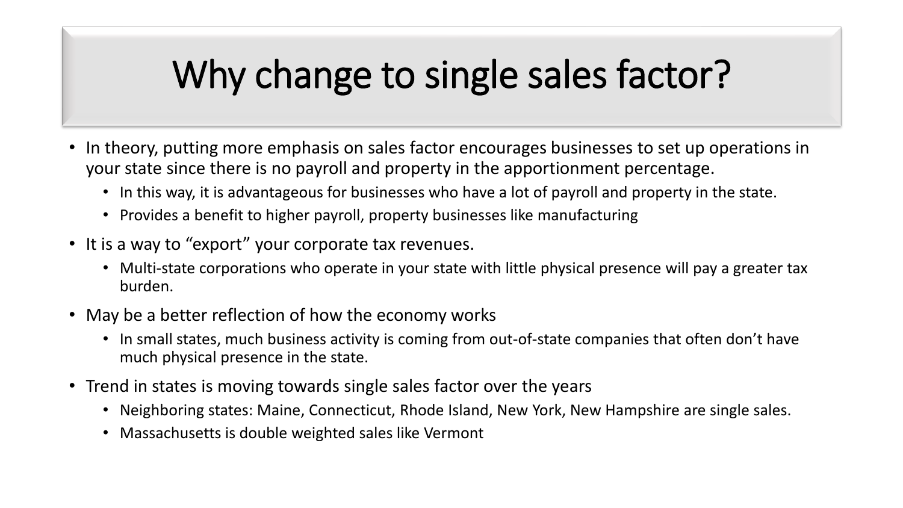# Why change to single sales factor?

- In theory, putting more emphasis on sales factor encourages businesses to set up operations in your state since there is no payroll and property in the apportionment percentage.
  - In this way, it is advantageous for businesses who have a lot of payroll and property in the state.
  - Provides a benefit to higher payroll, property businesses like manufacturing
- It is a way to "export" your corporate tax revenues.
  - Multi-state corporations who operate in your state with little physical presence will pay a greater tax burden.
- May be a better reflection of how the economy works
  - In small states, much business activity is coming from out-of-state companies that often don't have much physical presence in the state.
- Trend in states is moving towards single sales factor over the years
  - Neighboring states: Maine, Connecticut, Rhode Island, New York, New Hampshire are single sales.
  - Massachusetts is double weighted sales like Vermont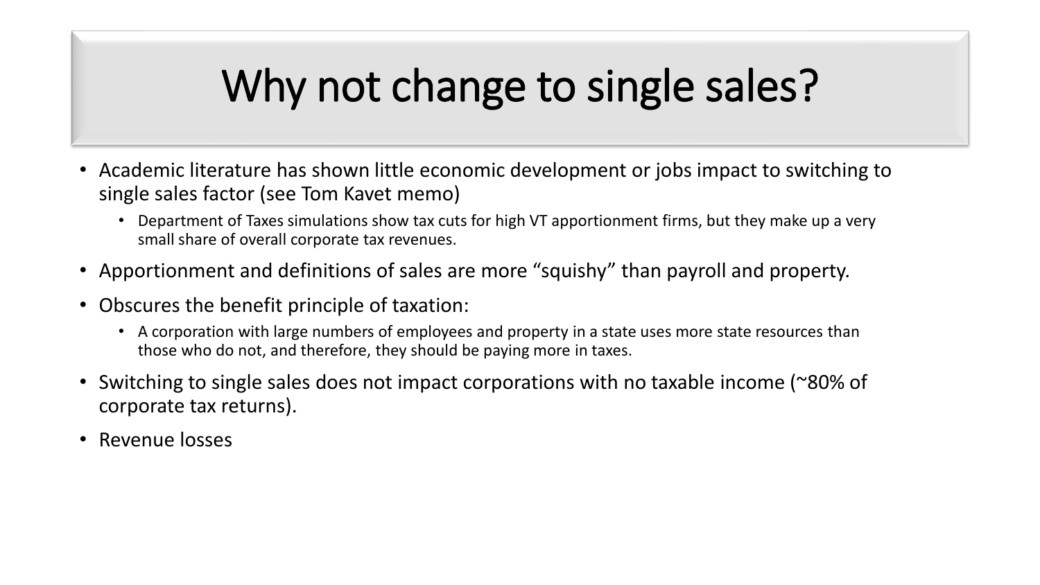# Why not change to single sales?

- Academic literature has shown little economic development or jobs impact to switching to single sales factor (see Tom Kavet memo)
  - Department of Taxes simulations show tax cuts for high VT apportionment firms, but they make up a very small share of overall corporate tax revenues.
- Apportionment and definitions of sales are more “squishy” than payroll and property.
- Obscures the benefit principle of taxation:
  - A corporation with large numbers of employees and property in a state uses more state resources than those who do not, and therefore, they should be paying more in taxes.
- Switching to single sales does not impact corporations with no taxable income (~80% of corporate tax returns).
- Revenue losses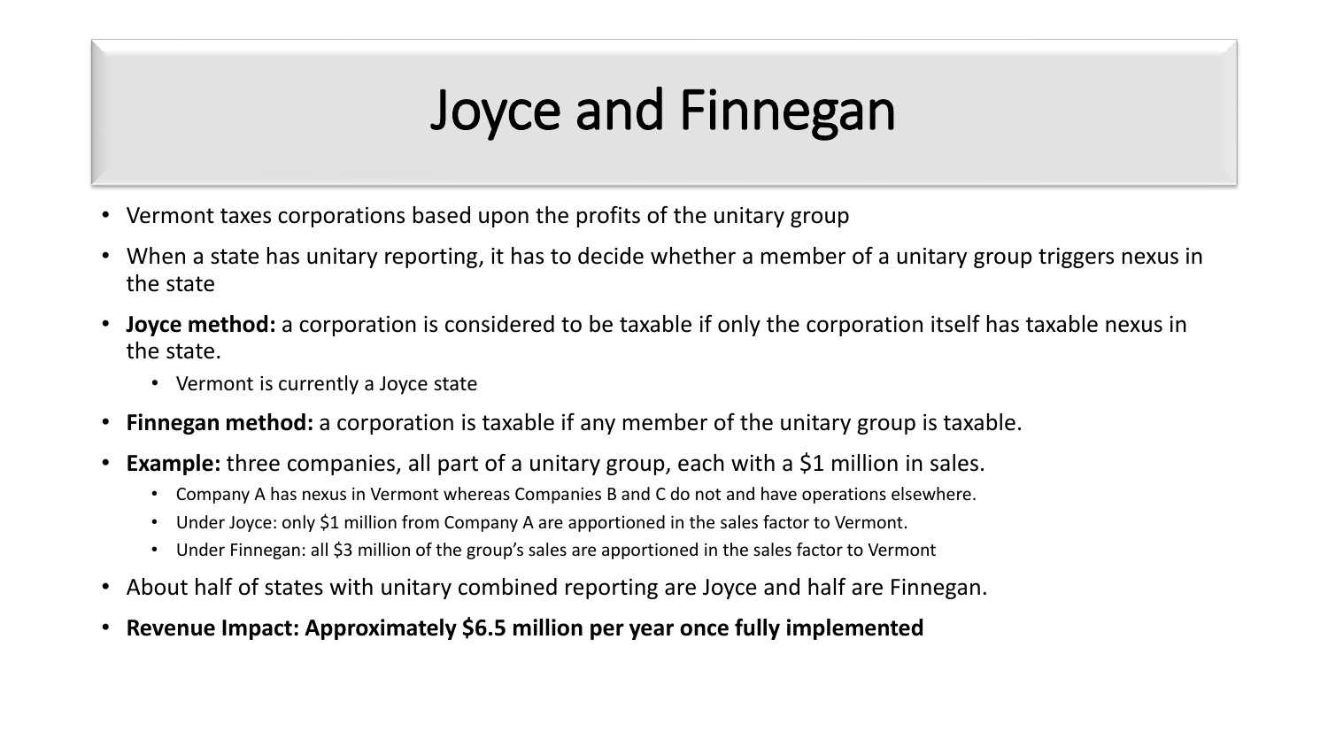# Joyce and Finnegan

- Vermont taxes corporations based upon the profits of the unitary group
- When a state has unitary reporting, it has to decide whether a member of a unitary group triggers nexus in the state
- **Joyce method:** a corporation is considered to be taxable if only the corporation itself has taxable nexus in the state.
  - Vermont is currently a Joyce state
- **Finnegan method:** a corporation is taxable if any member of the unitary group is taxable.
- **Example:** three companies, all part of a unitary group, each with a $1 million in sales.
  - Company A has nexus in Vermont whereas Companies B and C do not and have operations elsewhere.
  - Under Joyce: only $1 million from Company A are apportioned in the sales factor to Vermont.
  - Under Finnegan: all $3 million of the group's sales are apportioned in the sales factor to Vermont
- About half of states with unitary combined reporting are Joyce and half are Finnegan.
- **Revenue Impact: Approximately $6.5 million per year once fully implemented**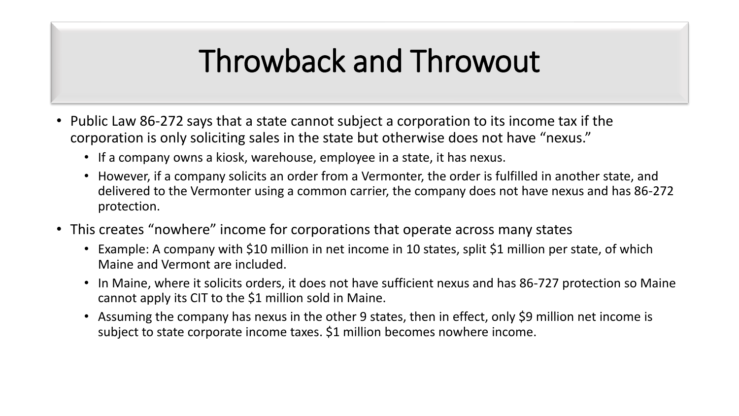# Throwback and Throwout

- Public Law 86-272 says that a state cannot subject a corporation to its income tax if the corporation is only soliciting sales in the state but otherwise does not have "nexus."
  - If a company owns a kiosk, warehouse, employee in a state, it has nexus.
  - However, if a company solicits an order from a Vermonter, the order is fulfilled in another state, and delivered to the Vermonter using a common carrier, the company does not have nexus and has 86-272 protection.
- This creates "nowhere" income for corporations that operate across many states
  - Example: A company with $10 million in net income in 10 states, split $1 million per state, of which Maine and Vermont are included.
  - In Maine, where it solicits orders, it does not have sufficient nexus and has 86-727 protection so Maine cannot apply its CIT to the $1 million sold in Maine.
  - Assuming the company has nexus in the other 9 states, then in effect, only $9 million net income is subject to state corporate income taxes. $1 million becomes nowhere income.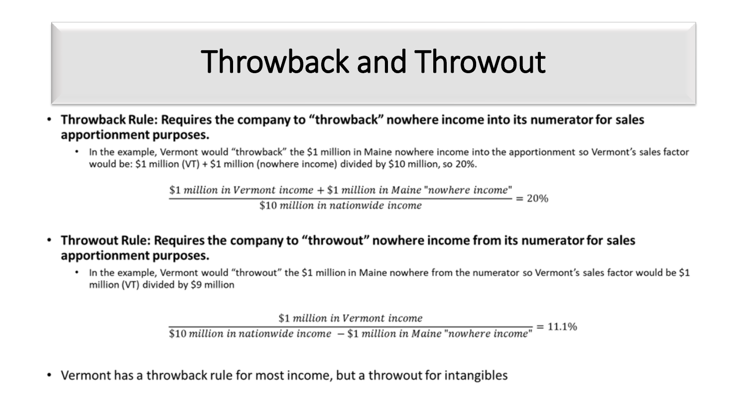# Throwback and Throwout

- **Throwback Rule: Requires the company to "throwback" nowhere income into its numerator for sales apportionment purposes.**
  - In the example, Vermont would "throwback" the $1 million in Maine nowhere income into the apportionment so Vermont's sales factor would be: $1 million (VT) + $1 million (nowhere income) divided by $10 million, so 20%.

$$\frac{\$1\ million\ in\ Vermont\ income + \$1\ million\ in\ Maine\ \text{"}nowhere\ income\text{"}}{\$10\ million\ in\ nationwide\ income} = 20\%$$

- **Throwout Rule: Requires the company to "throwout" nowhere income from its numerator for sales apportionment purposes.**
  - In the example, Vermont would "throwout" the $1 million in Maine nowhere from the numerator so Vermont's sales factor would be $1 million (VT) divided by $9 million

$$\frac{\$1\ million\ in\ Vermont\ income}{\$10\ million\ in\ nationwide\ income\ - \$1\ million\ in\ Maine\ \text{"}nowhere\ income\text{"}} = 11.1\%$$

- Vermont has a throwback rule for most income, but a throwout for intangibles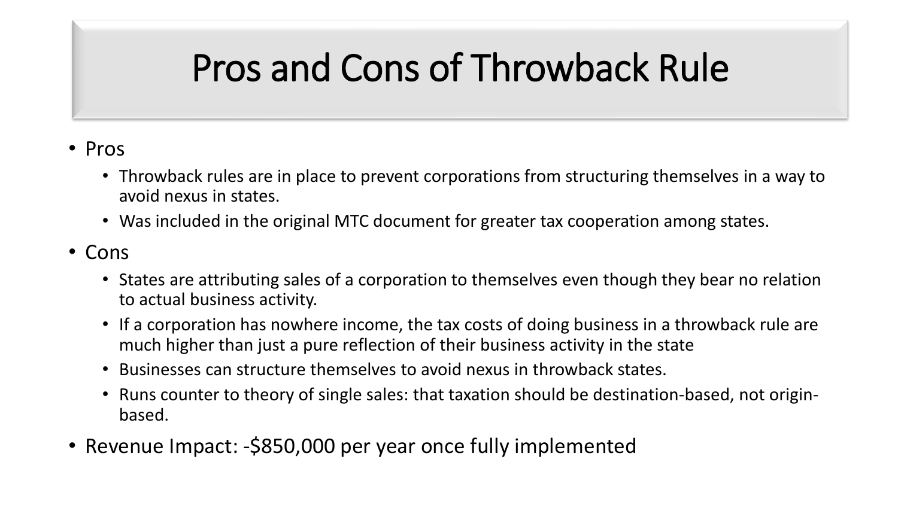# Pros and Cons of Throwback Rule

- Pros
  - Throwback rules are in place to prevent corporations from structuring themselves in a way to avoid nexus in states.
  - Was included in the original MTC document for greater tax cooperation among states.
- Cons
  - States are attributing sales of a corporation to themselves even though they bear no relation to actual business activity.
  - If a corporation has nowhere income, the tax costs of doing business in a throwback rule are much higher than just a pure reflection of their business activity in the state
  - Businesses can structure themselves to avoid nexus in throwback states.
  - Runs counter to theory of single sales: that taxation should be destination-based, not origin-based.
- Revenue Impact: -$850,000 per year once fully implemented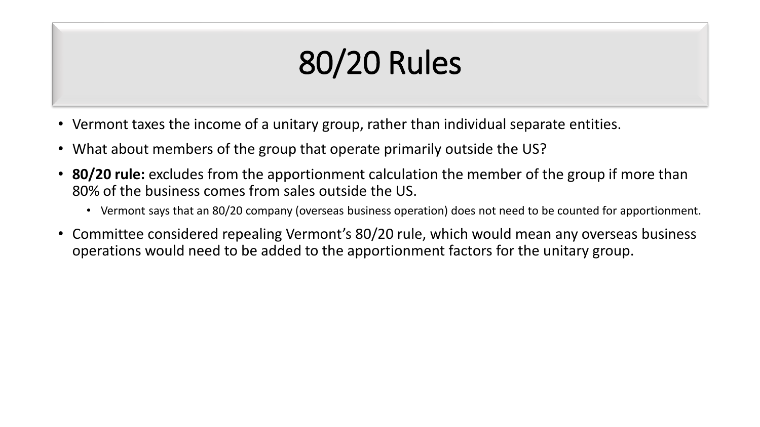# 80/20 Rules

- Vermont taxes the income of a unitary group, rather than individual separate entities.
- What about members of the group that operate primarily outside the US?
- **80/20 rule:** excludes from the apportionment calculation the member of the group if more than 80% of the business comes from sales outside the US.
  - Vermont says that an 80/20 company (overseas business operation) does not need to be counted for apportionment.
- Committee considered repealing Vermont's 80/20 rule, which would mean any overseas business operations would need to be added to the apportionment factors for the unitary group.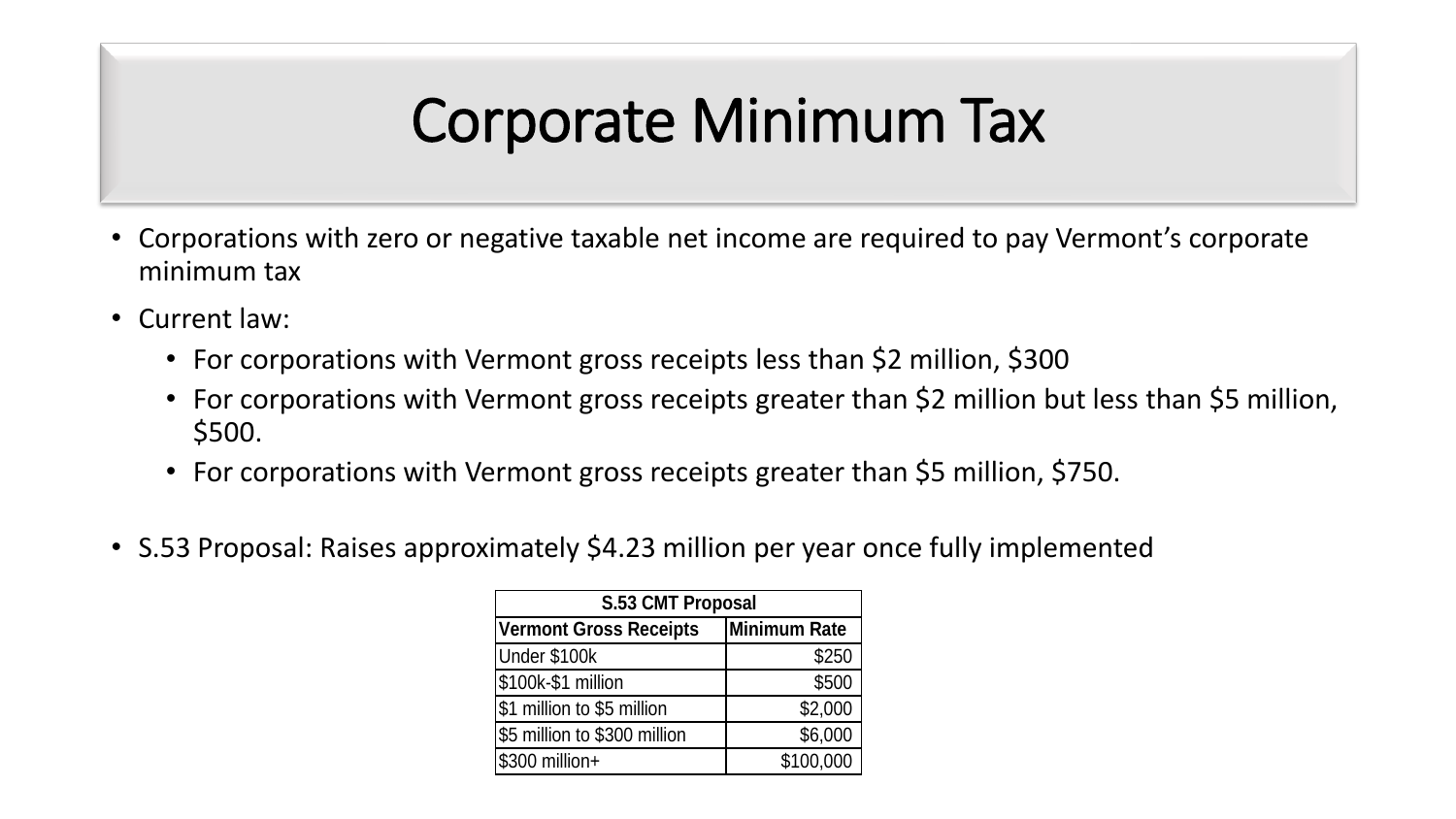# Corporate Minimum Tax

- Corporations with zero or negative taxable net income are required to pay Vermont's corporate minimum tax
- Current law:
  - For corporations with Vermont gross receipts less than $2 million, $300
  - For corporations with Vermont gross receipts greater than $2 million but less than $5 million, $500.
  - For corporations with Vermont gross receipts greater than $5 million, $750.
- S.53 Proposal: Raises approximately $4.23 million per year once fully implemented

| S.53 CMT Proposal | |
|---|---|
| **Vermont Gross Receipts** | **Minimum Rate** |
| Under $100k | $250 |
| $100k-$1 million | $500 |
| $1 million to $5 million | $2,000 |
| $5 million to $300 million | $6,000 |
| $300 million+ | $100,000 |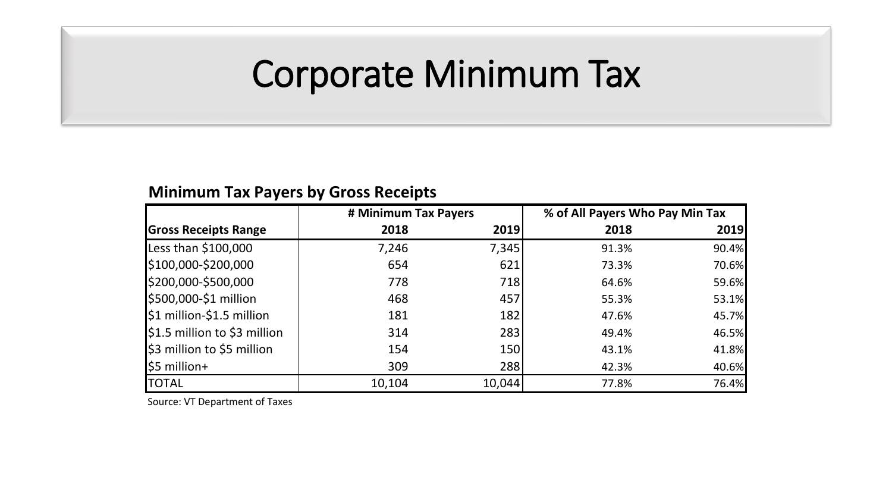# Corporate Minimum Tax

**Minimum Tax Payers by Gross Receipts**

| | # Minimum Tax Payers | | % of All Payers Who Pay Min Tax | |
|---|---|---|---|---|
| **Gross Receipts Range** | **2018** | **2019** | **2018** | **2019** |
| Less than $100,000 | 7,246 | 7,345 | 91.3% | 90.4% |
| $100,000-$200,000 | 654 | 621 | 73.3% | 70.6% |
| $200,000-$500,000 | 778 | 718 | 64.6% | 59.6% |
| $500,000-$1 million | 468 | 457 | 55.3% | 53.1% |
| $1 million-$1.5 million | 181 | 182 | 47.6% | 45.7% |
| $1.5 million to $3 million | 314 | 283 | 49.4% | 46.5% |
| $3 million to $5 million | 154 | 150 | 43.1% | 41.8% |
| $5 million+ | 309 | 288 | 42.3% | 40.6% |
| TOTAL | 10,104 | 10,044 | 77.8% | 76.4% |

Source: VT Department of Taxes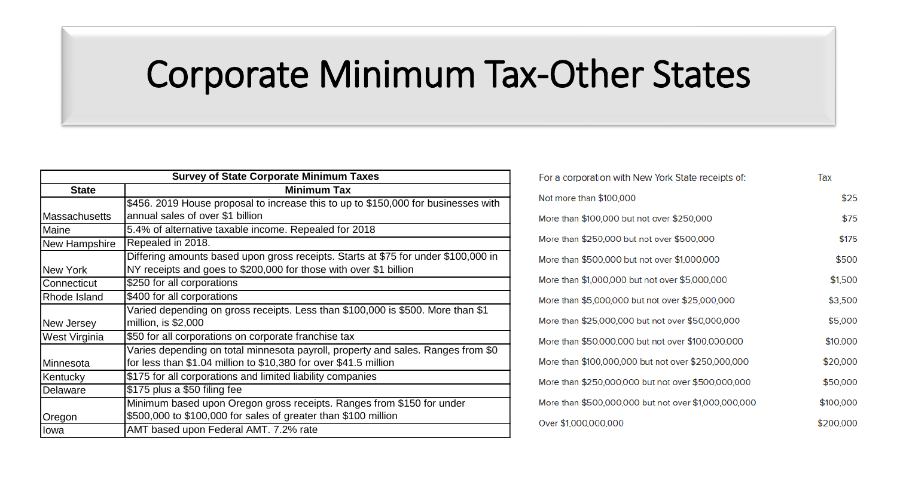# Corporate Minimum Tax-Other States

| Survey of State Corporate Minimum Taxes | |
|---|---|
| **State** | **Minimum Tax** |
| Massachusetts | $456. 2019 House proposal to increase this to up to $150,000 for businesses with annual sales of over $1 billion |
| Maine | 5.4% of alternative taxable income. Repealed for 2018 |
| New Hampshire | Repealed in 2018. |
| New York | Differing amounts based upon gross receipts. Starts at $75 for under $100,000 in NY receipts and goes to $200,000 for those with over $1 billion |
| Connecticut | $250 for all corporations |
| Rhode Island | $400 for all corporations |
| New Jersey | Varied depending on gross receipts. Less than $100,000 is $500. More than $1 million, is $2,000 |
| West Virginia | $50 for all corporations on corporate franchise tax |
| Minnesota | Varies depending on total minnesota payroll, property and sales. Ranges from $0 for less than $1.04 million to $10,380 for over $41.5 million |
| Kentucky | $175 for all corporations and limited liability companies |
| Delaware | $175 plus a $50 filing fee |
| Oregon | Minimum based upon Oregon gross receipts. Ranges from $150 for under $500,000 to $100,000 for sales of greater than $100 million |
| Iowa | AMT based upon Federal AMT. 7.2% rate |

| For a corporation with New York State receipts of: | Tax |
|---|---|
| Not more than $100,000 | $25 |
| More than $100,000 but not over $250,000 | $75 |
| More than $250,000 but not over $500,000 | $175 |
| More than $500,000 but not over $1,000,000 | $500 |
| More than $1,000,000 but not over $5,000,000 | $1,500 |
| More than $5,000,000 but not over $25,000,000 | $3,500 |
| More than $25,000,000 but not over $50,000,000 | $5,000 |
| More than $50,000,000 but not over $100,000,000 | $10,000 |
| More than $100,000,000 but not over $250,000,000 | $20,000 |
| More than $250,000,000 but not over $500,000,000 | $50,000 |
| More than $500,000,000 but not over $1,000,000,000 | $100,000 |
| Over $1,000,000,000 | $200,000 |